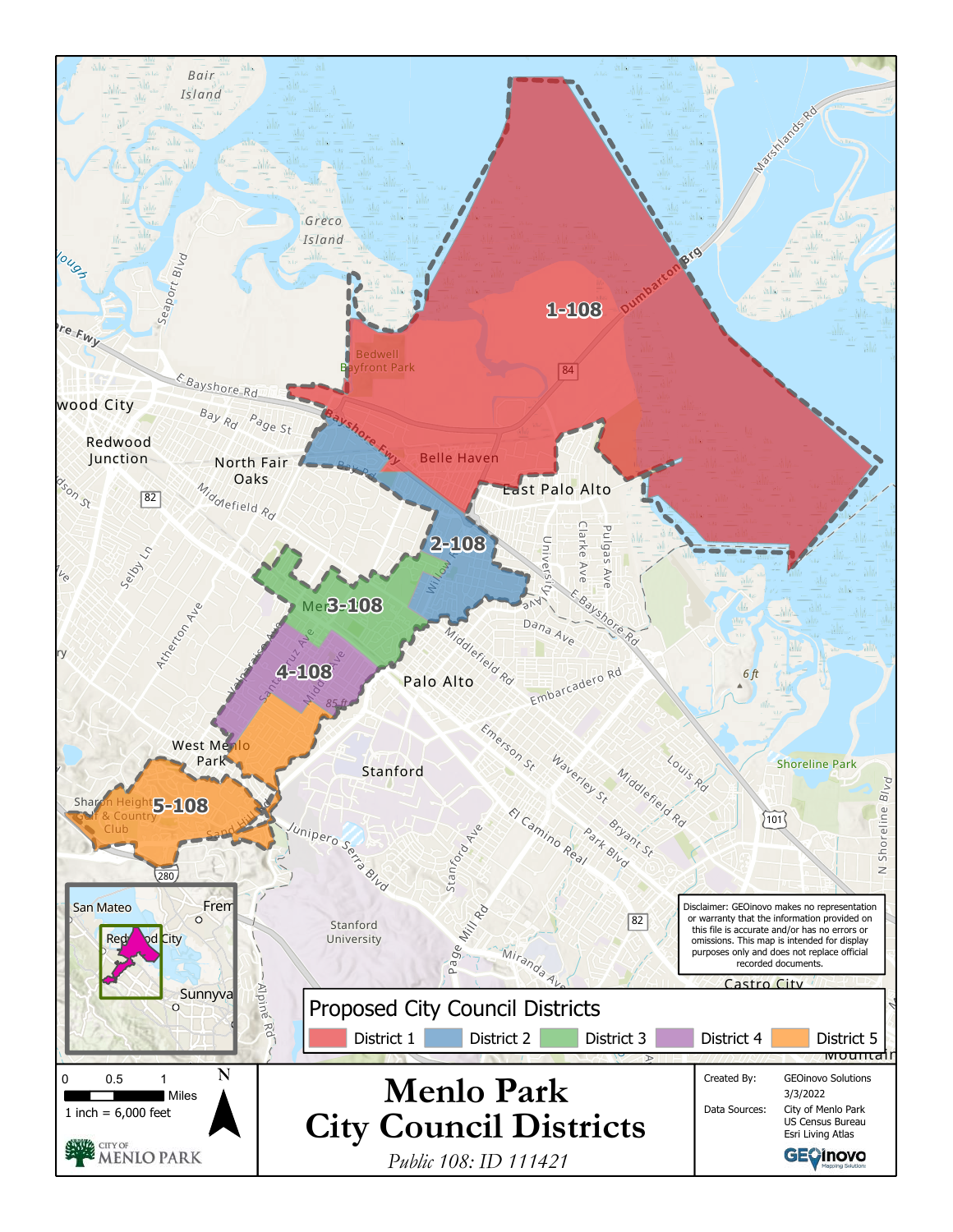# Menlo Park City Council Districts

*Public 108: ID 111421*

## Proposed City Council Districts

- District 1
- District 2
- District 3
- District 4
- District 5

1-108

2-108

3-108

4-108

5-108

Disclaimer: GEOinovo makes no representation or warranty that the information provided on this file is accurate and/or has no errors or omissions. This map is intended for display purposes only and does not replace official recorded documents.

0 0.5 1 Miles

1 inch = 6,000 feet

N

CITY OF MENLO PARK

Created By: GEOinovo Solutions

3/3/2022

Data Sources: City of Menlo Park, US Census Bureau, Esri Living Atlas

GEOinovo Mapping Solutions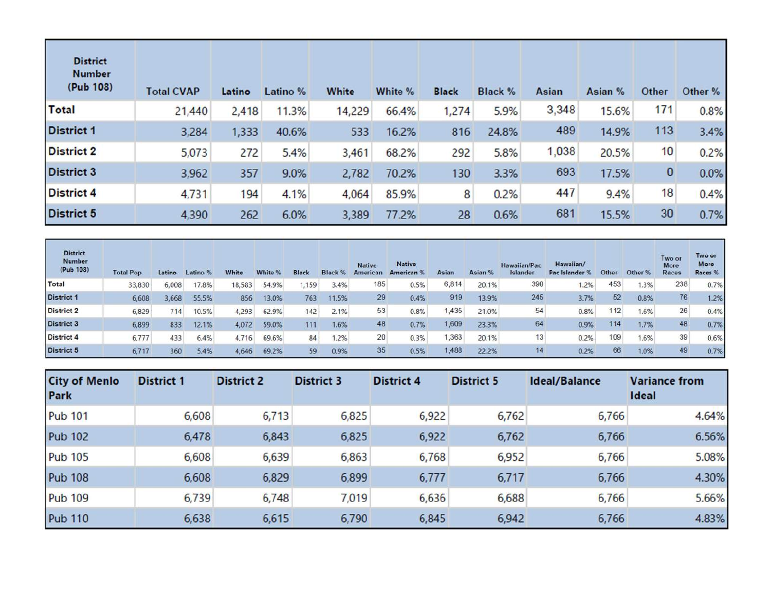| District Number (Pub 108) | Total CVAP | Latino | Latino % | White | White % | Black | Black % | Asian | Asian % | Other | Other % |
|---|---|---|---|---|---|---|---|---|---|---|---|
| **Total** | 21,440 | 2,418 | 11.3% | 14,229 | 66.4% | 1,274 | 5.9% | 3,348 | 15.6% | 171 | 0.8% |
| **District 1** | 3,284 | 1,333 | 40.6% | 533 | 16.2% | 816 | 24.8% | 489 | 14.9% | 113 | 3.4% |
| **District 2** | 5,073 | 272 | 5.4% | 3,461 | 68.2% | 292 | 5.8% | 1,038 | 20.5% | 10 | 0.2% |
| **District 3** | 3,962 | 357 | 9.0% | 2,782 | 70.2% | 130 | 3.3% | 693 | 17.5% | 0 | 0.0% |
| **District 4** | 4,731 | 194 | 4.1% | 4,064 | 85.9% | 8 | 0.2% | 447 | 9.4% | 18 | 0.4% |
| **District 5** | 4,390 | 262 | 6.0% | 3,389 | 77.2% | 28 | 0.6% | 681 | 15.5% | 30 | 0.7% |

| District Number (Pub 108) | Total Pop | Latino | Latino % | White | White % | Black | Black % | Native American | Native American % | Asian | Asian % | Hawaiian/Pac Islander | Hawaiian/ Pac Islander % | Other | Other % | Two or More Races | Two or More Races % |
|---|---|---|---|---|---|---|---|---|---|---|---|---|---|---|---|---|---|
| **Total** | 33,830 | 6,008 | 17.8% | 18,583 | 54.9% | 1,159 | 3.4% | 185 | 0.5% | 6,814 | 20.1% | 390 | 1.2% | 453 | 1.3% | 238 | 0.7% |
| **District 1** | 6,608 | 3,668 | 55.5% | 856 | 13.0% | 763 | 11.5% | 29 | 0.4% | 919 | 13.9% | 245 | 3.7% | 52 | 0.8% | 76 | 1.2% |
| **District 2** | 6,829 | 714 | 10.5% | 4,293 | 62.9% | 142 | 2.1% | 53 | 0.8% | 1,435 | 21.0% | 54 | 0.8% | 112 | 1.6% | 26 | 0.4% |
| **District 3** | 6,899 | 833 | 12.1% | 4,072 | 59.0% | 111 | 1.6% | 48 | 0.7% | 1,609 | 23.3% | 64 | 0.9% | 114 | 1.7% | 48 | 0.7% |
| **District 4** | 6,777 | 433 | 6.4% | 4,716 | 69.6% | 84 | 1.2% | 20 | 0.3% | 1,363 | 20.1% | 13 | 0.2% | 109 | 1.6% | 39 | 0.6% |
| **District 5** | 6,717 | 360 | 5.4% | 4,646 | 69.2% | 59 | 0.9% | 35 | 0.5% | 1,488 | 22.2% | 14 | 0.2% | 66 | 1.0% | 49 | 0.7% |

| City of Menlo Park | District 1 | District 2 | District 3 | District 4 | District 5 | Ideal/Balance | Variance from Ideal |
|---|---|---|---|---|---|---|---|
| Pub 101 | 6,608 | 6,713 | 6,825 | 6,922 | 6,762 | 6,766 | 4.64% |
| Pub 102 | 6,478 | 6,843 | 6,825 | 6,922 | 6,762 | 6,766 | 6.56% |
| Pub 105 | 6,608 | 6,639 | 6,863 | 6,768 | 6,952 | 6,766 | 5.08% |
| Pub 108 | 6,608 | 6,829 | 6,899 | 6,777 | 6,717 | 6,766 | 4.30% |
| Pub 109 | 6,739 | 6,748 | 7,019 | 6,636 | 6,688 | 6,766 | 5.66% |
| Pub 110 | 6,638 | 6,615 | 6,790 | 6,845 | 6,942 | 6,766 | 4.83% |